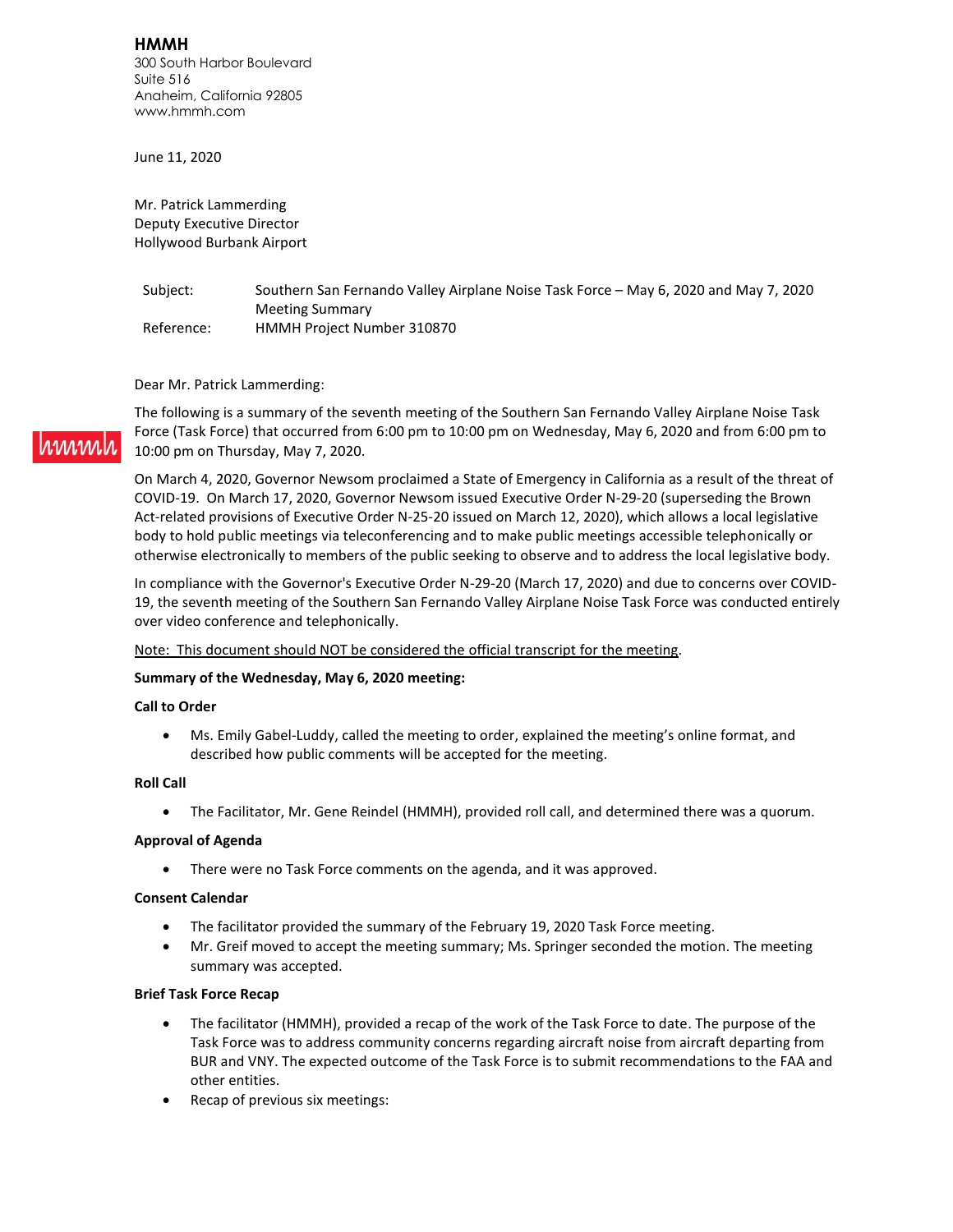**HMMH**
300 South Harbor Boulevard
Suite 516
Anaheim, California 92805
www.hmmh.com

June 11, 2020

Mr. Patrick Lammerding
Deputy Executive Director
Hollywood Burbank Airport

| | |
|---|---|
| Subject: | Southern San Fernando Valley Airplane Noise Task Force – May 6, 2020 and May 7, 2020 Meeting Summary |
| Reference: | HMMH Project Number 310870 |

Dear Mr. Patrick Lammerding:

The following is a summary of the seventh meeting of the Southern San Fernando Valley Airplane Noise Task Force (Task Force) that occurred from 6:00 pm to 10:00 pm on Wednesday, May 6, 2020 and from 6:00 pm to 10:00 pm on Thursday, May 7, 2020.

On March 4, 2020, Governor Newsom proclaimed a State of Emergency in California as a result of the threat of COVID-19. On March 17, 2020, Governor Newsom issued Executive Order N-29-20 (superseding the Brown Act-related provisions of Executive Order N-25-20 issued on March 12, 2020), which allows a local legislative body to hold public meetings via teleconferencing and to make public meetings accessible telephonically or otherwise electronically to members of the public seeking to observe and to address the local legislative body.

In compliance with the Governor's Executive Order N-29-20 (March 17, 2020) and due to concerns over COVID-19, the seventh meeting of the Southern San Fernando Valley Airplane Noise Task Force was conducted entirely over video conference and telephonically.

<u>Note: This document should NOT be considered the official transcript for the meeting</u>.

**Summary of the Wednesday, May 6, 2020 meeting:**

**Call to Order**

- Ms. Emily Gabel-Luddy, called the meeting to order, explained the meeting's online format, and described how public comments will be accepted for the meeting.

**Roll Call**

- The Facilitator, Mr. Gene Reindel (HMMH), provided roll call, and determined there was a quorum.

**Approval of Agenda**

- There were no Task Force comments on the agenda, and it was approved.

**Consent Calendar**

- The facilitator provided the summary of the February 19, 2020 Task Force meeting.
- Mr. Greif moved to accept the meeting summary; Ms. Springer seconded the motion. The meeting summary was accepted.

**Brief Task Force Recap**

- The facilitator (HMMH), provided a recap of the work of the Task Force to date. The purpose of the Task Force was to address community concerns regarding aircraft noise from aircraft departing from BUR and VNY. The expected outcome of the Task Force is to submit recommendations to the FAA and other entities.
- Recap of previous six meetings: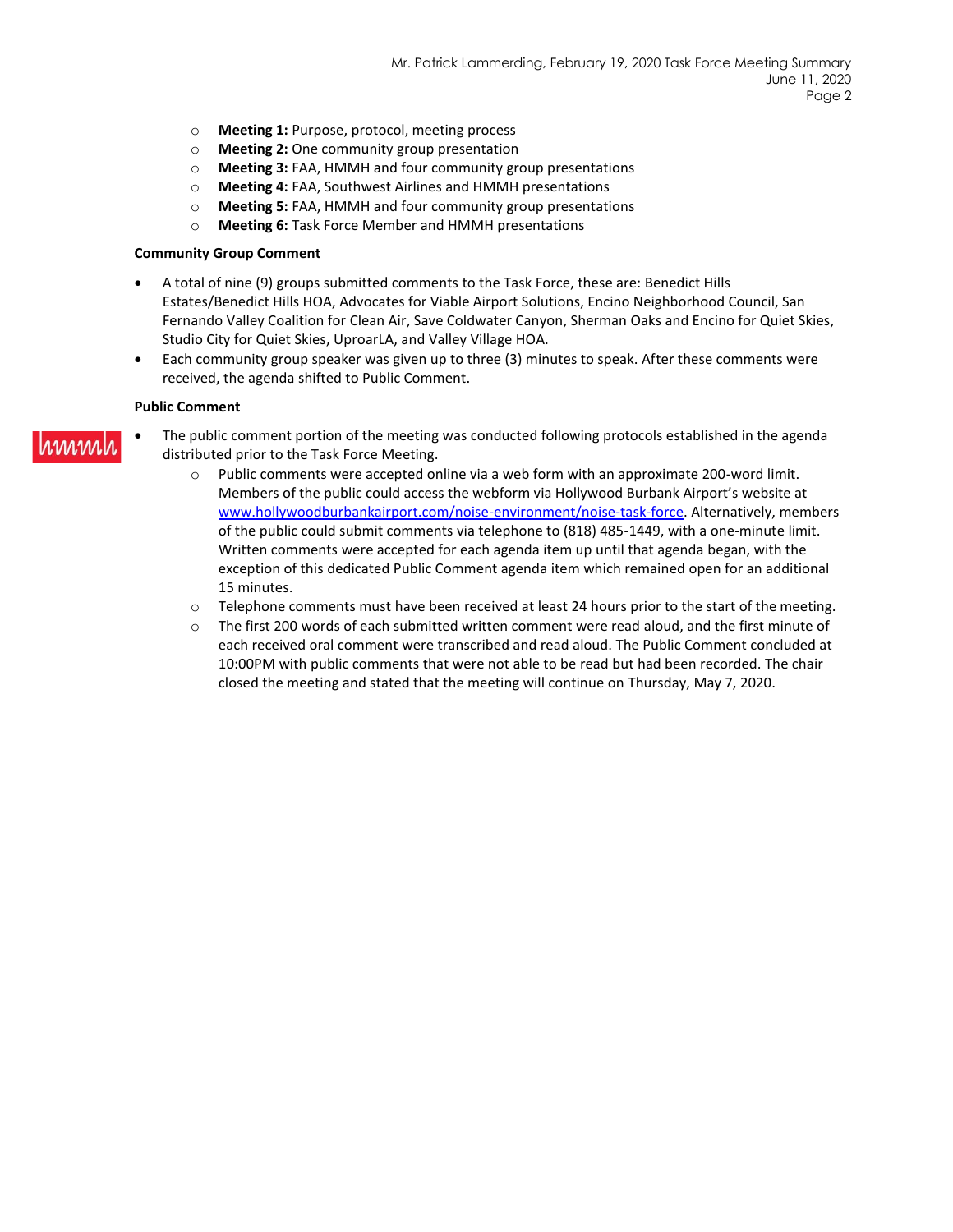- **Meeting 1:** Purpose, protocol, meeting process
- **Meeting 2:** One community group presentation
- **Meeting 3:** FAA, HMMH and four community group presentations
- **Meeting 4:** FAA, Southwest Airlines and HMMH presentations
- **Meeting 5:** FAA, HMMH and four community group presentations
- **Meeting 6:** Task Force Member and HMMH presentations

**Community Group Comment**

- A total of nine (9) groups submitted comments to the Task Force, these are: Benedict Hills Estates/Benedict Hills HOA, Advocates for Viable Airport Solutions, Encino Neighborhood Council, San Fernando Valley Coalition for Clean Air, Save Coldwater Canyon, Sherman Oaks and Encino for Quiet Skies, Studio City for Quiet Skies, UproarLA, and Valley Village HOA.
- Each community group speaker was given up to three (3) minutes to speak. After these comments were received, the agenda shifted to Public Comment.

**Public Comment**

- The public comment portion of the meeting was conducted following protocols established in the agenda distributed prior to the Task Force Meeting.
  - Public comments were accepted online via a web form with an approximate 200-word limit. Members of the public could access the webform via Hollywood Burbank Airport's website at www.hollywoodburbankairport.com/noise-environment/noise-task-force. Alternatively, members of the public could submit comments via telephone to (818) 485-1449, with a one-minute limit. Written comments were accepted for each agenda item up until that agenda began, with the exception of this dedicated Public Comment agenda item which remained open for an additional 15 minutes.
  - Telephone comments must have been received at least 24 hours prior to the start of the meeting.
  - The first 200 words of each submitted written comment were read aloud, and the first minute of each received oral comment were transcribed and read aloud. The Public Comment concluded at 10:00PM with public comments that were not able to be read but had been recorded. The chair closed the meeting and stated that the meeting will continue on Thursday, May 7, 2020.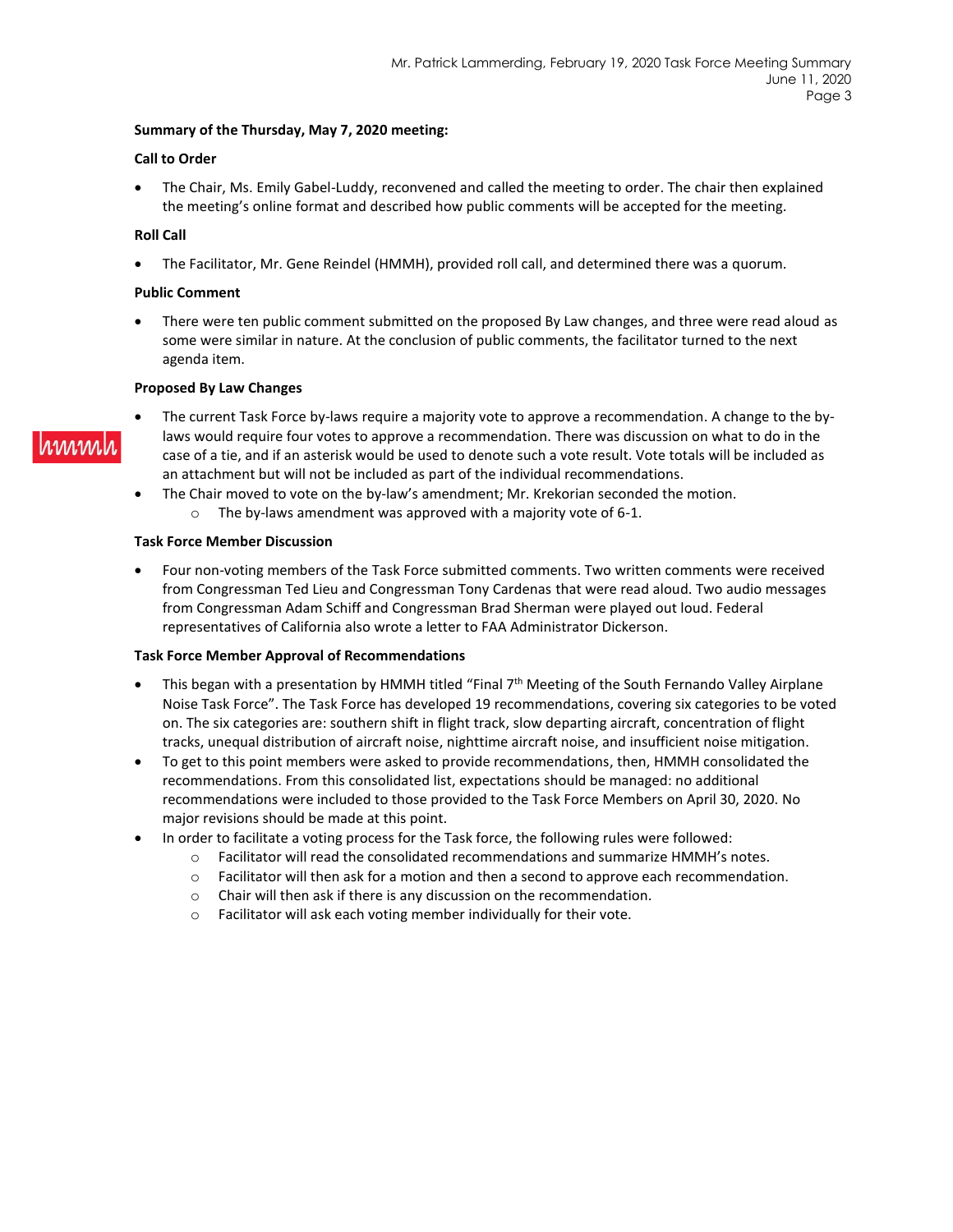**Summary of the Thursday, May 7, 2020 meeting:**

**Call to Order**

- The Chair, Ms. Emily Gabel-Luddy, reconvened and called the meeting to order. The chair then explained the meeting's online format and described how public comments will be accepted for the meeting.

**Roll Call**

- The Facilitator, Mr. Gene Reindel (HMMH), provided roll call, and determined there was a quorum.

**Public Comment**

- There were ten public comment submitted on the proposed By Law changes, and three were read aloud as some were similar in nature. At the conclusion of public comments, the facilitator turned to the next agenda item.

**Proposed By Law Changes**

- The current Task Force by-laws require a majority vote to approve a recommendation. A change to the by-laws would require four votes to approve a recommendation. There was discussion on what to do in the case of a tie, and if an asterisk would be used to denote such a vote result. Vote totals will be included as an attachment but will not be included as part of the individual recommendations.
- The Chair moved to vote on the by-law's amendment; Mr. Krekorian seconded the motion.
  - The by-laws amendment was approved with a majority vote of 6-1.

**Task Force Member Discussion**

- Four non-voting members of the Task Force submitted comments. Two written comments were received from Congressman Ted Lieu and Congressman Tony Cardenas that were read aloud. Two audio messages from Congressman Adam Schiff and Congressman Brad Sherman were played out loud. Federal representatives of California also wrote a letter to FAA Administrator Dickerson.

**Task Force Member Approval of Recommendations**

- This began with a presentation by HMMH titled "Final 7th Meeting of the South Fernando Valley Airplane Noise Task Force". The Task Force has developed 19 recommendations, covering six categories to be voted on. The six categories are: southern shift in flight track, slow departing aircraft, concentration of flight tracks, unequal distribution of aircraft noise, nighttime aircraft noise, and insufficient noise mitigation.
- To get to this point members were asked to provide recommendations, then, HMMH consolidated the recommendations. From this consolidated list, expectations should be managed: no additional recommendations were included to those provided to the Task Force Members on April 30, 2020. No major revisions should be made at this point.
- In order to facilitate a voting process for the Task force, the following rules were followed:
  - Facilitator will read the consolidated recommendations and summarize HMMH's notes.
  - Facilitator will then ask for a motion and then a second to approve each recommendation.
  - Chair will then ask if there is any discussion on the recommendation.
  - Facilitator will ask each voting member individually for their vote.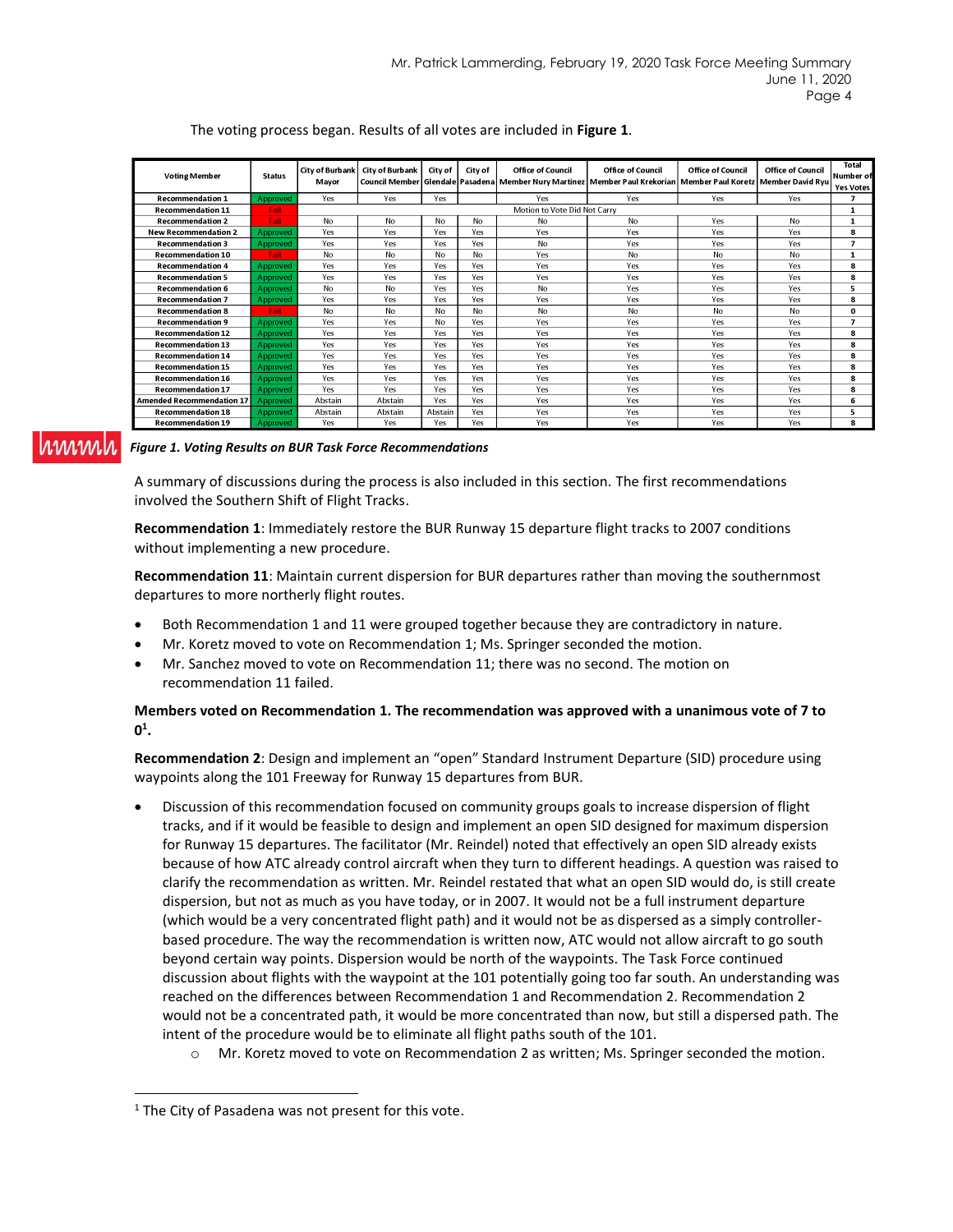The voting process began. Results of all votes are included in **Figure 1**.

| Voting Member | Status | City of Burbank Mayor | City of Burbank Council Member | City of Glendale | City of Pasadena | Office of Council Member Nury Martinez | Office of Council Member Paul Krekorian | Office of Council Member Paul Koretz | Office of Council Member David Ryu | Total Number of Yes Votes |
|---|---|---|---|---|---|---|---|---|---|---|
| Recommendation 1 | Approved | Yes | Yes | Yes | | Yes | Yes | Yes | Yes | 7 |
| Recommendation 11 | Fail | Motion to Vote Did Not Carry | | | | | | | | 1 |
| Recommendation 2 | Fail | No | No | No | No | No | No | Yes | No | 1 |
| New Recommendation 2 | Approved | Yes | Yes | Yes | Yes | Yes | Yes | Yes | Yes | 8 |
| Recommendation 3 | Approved | Yes | Yes | Yes | Yes | No | Yes | Yes | Yes | 7 |
| Recommendation 10 | Fail | No | No | No | No | Yes | No | No | No | 1 |
| Recommendation 4 | Approved | Yes | Yes | Yes | Yes | Yes | Yes | Yes | Yes | 8 |
| Recommendation 5 | Approved | Yes | Yes | Yes | Yes | Yes | Yes | Yes | Yes | 8 |
| Recommendation 6 | Approved | No | No | Yes | Yes | No | Yes | Yes | Yes | 5 |
| Recommendation 7 | Approved | Yes | Yes | Yes | Yes | Yes | Yes | Yes | Yes | 8 |
| Recommendation 8 | Fail | No | No | No | No | No | No | No | No | 0 |
| Recommendation 9 | Approved | Yes | Yes | No | Yes | Yes | Yes | Yes | Yes | 7 |
| Recommendation 12 | Approved | Yes | Yes | Yes | Yes | Yes | Yes | Yes | Yes | 8 |
| Recommendation 13 | Approved | Yes | Yes | Yes | Yes | Yes | Yes | Yes | Yes | 8 |
| Recommendation 14 | Approved | Yes | Yes | Yes | Yes | Yes | Yes | Yes | Yes | 8 |
| Recommendation 15 | Approved | Yes | Yes | Yes | Yes | Yes | Yes | Yes | Yes | 8 |
| Recommendation 16 | Approved | Yes | Yes | Yes | Yes | Yes | Yes | Yes | Yes | 8 |
| Recommendation 17 | Approved | Yes | Yes | Yes | Yes | Yes | Yes | Yes | Yes | 8 |
| Amended Recommendation 17 | Approved | Abstain | Abstain | Yes | Yes | Yes | Yes | Yes | Yes | 6 |
| Recommendation 18 | Approved | Abstain | Abstain | Abstain | Yes | Yes | Yes | Yes | Yes | 5 |
| Recommendation 19 | Approved | Yes | Yes | Yes | Yes | Yes | Yes | Yes | Yes | 8 |

*Figure 1. Voting Results on BUR Task Force Recommendations*

A summary of discussions during the process is also included in this section. The first recommendations involved the Southern Shift of Flight Tracks.

**Recommendation 1**: Immediately restore the BUR Runway 15 departure flight tracks to 2007 conditions without implementing a new procedure.

**Recommendation 11**: Maintain current dispersion for BUR departures rather than moving the southernmost departures to more northerly flight routes.

- Both Recommendation 1 and 11 were grouped together because they are contradictory in nature.
- Mr. Koretz moved to vote on Recommendation 1; Ms. Springer seconded the motion.
- Mr. Sanchez moved to vote on Recommendation 11; there was no second. The motion on recommendation 11 failed.

**Members voted on Recommendation 1. The recommendation was approved with a unanimous vote of 7 to 0[1].**

**Recommendation 2**: Design and implement an "open" Standard Instrument Departure (SID) procedure using waypoints along the 101 Freeway for Runway 15 departures from BUR.

- Discussion of this recommendation focused on community groups goals to increase dispersion of flight tracks, and if it would be feasible to design and implement an open SID designed for maximum dispersion for Runway 15 departures. The facilitator (Mr. Reindel) noted that effectively an open SID already exists because of how ATC already control aircraft when they turn to different headings. A question was raised to clarify the recommendation as written. Mr. Reindel restated that what an open SID would do, is still create dispersion, but not as much as you have today, or in 2007. It would not be a full instrument departure (which would be a very concentrated flight path) and it would not be as dispersed as a simply controller-based procedure. The way the recommendation is written now, ATC would not allow aircraft to go south beyond certain way points. Dispersion would be north of the waypoints. The Task Force continued discussion about flights with the waypoint at the 101 potentially going too far south. An understanding was reached on the differences between Recommendation 1 and Recommendation 2. Recommendation 2 would not be a concentrated path, it would be more concentrated than now, but still a dispersed path. The intent of the procedure would be to eliminate all flight paths south of the 101.
  - Mr. Koretz moved to vote on Recommendation 2 as written; Ms. Springer seconded the motion.

[1] The City of Pasadena was not present for this vote.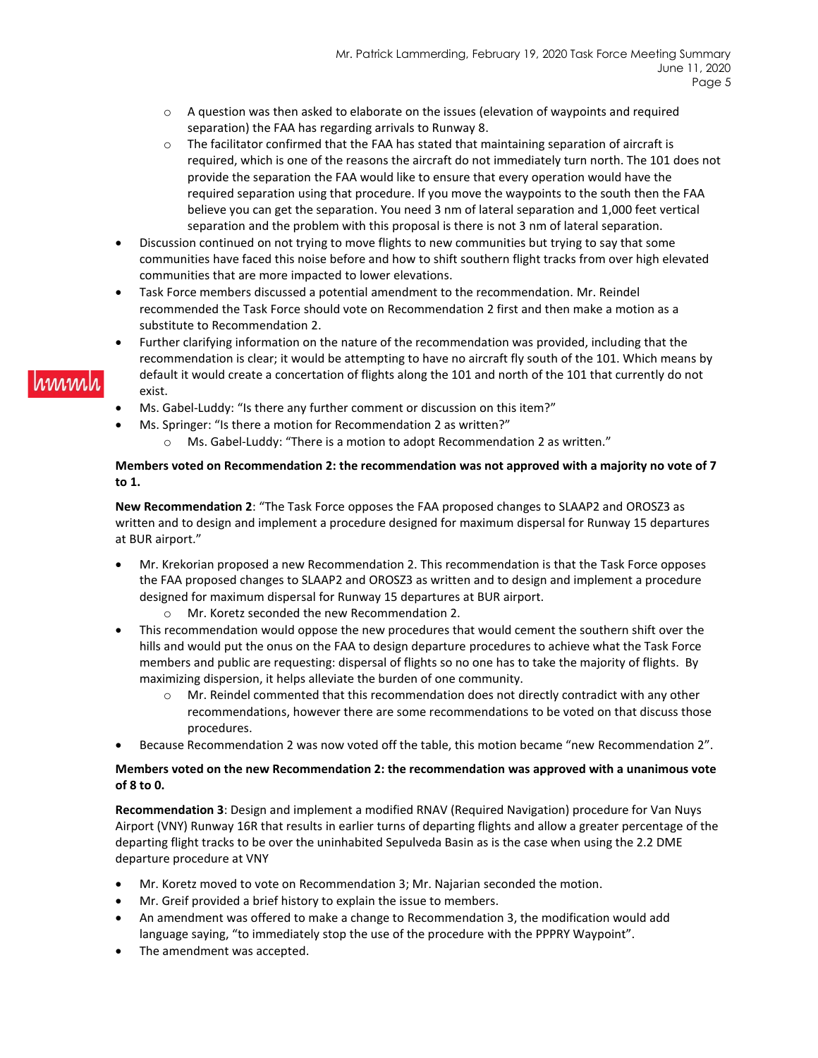- A question was then asked to elaborate on the issues (elevation of waypoints and required separation) the FAA has regarding arrivals to Runway 8.
  - The facilitator confirmed that the FAA has stated that maintaining separation of aircraft is required, which is one of the reasons the aircraft do not immediately turn north. The 101 does not provide the separation the FAA would like to ensure that every operation would have the required separation using that procedure. If you move the waypoints to the south then the FAA believe you can get the separation. You need 3 nm of lateral separation and 1,000 feet vertical separation and the problem with this proposal is there is not 3 nm of lateral separation.
- Discussion continued on not trying to move flights to new communities but trying to say that some communities have faced this noise before and how to shift southern flight tracks from over high elevated communities that are more impacted to lower elevations.
- Task Force members discussed a potential amendment to the recommendation. Mr. Reindel recommended the Task Force should vote on Recommendation 2 first and then make a motion as a substitute to Recommendation 2.
- Further clarifying information on the nature of the recommendation was provided, including that the recommendation is clear; it would be attempting to have no aircraft fly south of the 101. Which means by default it would create a concertation of flights along the 101 and north of the 101 that currently do not exist.
- Ms. Gabel-Luddy: "Is there any further comment or discussion on this item?"
- Ms. Springer: "Is there a motion for Recommendation 2 as written?"
  - Ms. Gabel-Luddy: "There is a motion to adopt Recommendation 2 as written."

**Members voted on Recommendation 2: the recommendation was not approved with a majority no vote of 7 to 1.**

**New Recommendation 2**: "The Task Force opposes the FAA proposed changes to SLAAP2 and OROSZ3 as written and to design and implement a procedure designed for maximum dispersal for Runway 15 departures at BUR airport."

- Mr. Krekorian proposed a new Recommendation 2. This recommendation is that the Task Force opposes the FAA proposed changes to SLAAP2 and OROSZ3 as written and to design and implement a procedure designed for maximum dispersal for Runway 15 departures at BUR airport.
  - Mr. Koretz seconded the new Recommendation 2.
- This recommendation would oppose the new procedures that would cement the southern shift over the hills and would put the onus on the FAA to design departure procedures to achieve what the Task Force members and public are requesting: dispersal of flights so no one has to take the majority of flights. By maximizing dispersion, it helps alleviate the burden of one community.
  - Mr. Reindel commented that this recommendation does not directly contradict with any other recommendations, however there are some recommendations to be voted on that discuss those procedures.
- Because Recommendation 2 was now voted off the table, this motion became "new Recommendation 2".

**Members voted on the new Recommendation 2: the recommendation was approved with a unanimous vote of 8 to 0.**

**Recommendation 3**: Design and implement a modified RNAV (Required Navigation) procedure for Van Nuys Airport (VNY) Runway 16R that results in earlier turns of departing flights and allow a greater percentage of the departing flight tracks to be over the uninhabited Sepulveda Basin as is the case when using the 2.2 DME departure procedure at VNY

- Mr. Koretz moved to vote on Recommendation 3; Mr. Najarian seconded the motion.
- Mr. Greif provided a brief history to explain the issue to members.
- An amendment was offered to make a change to Recommendation 3, the modification would add language saying, "to immediately stop the use of the procedure with the PPPRY Waypoint".
- The amendment was accepted.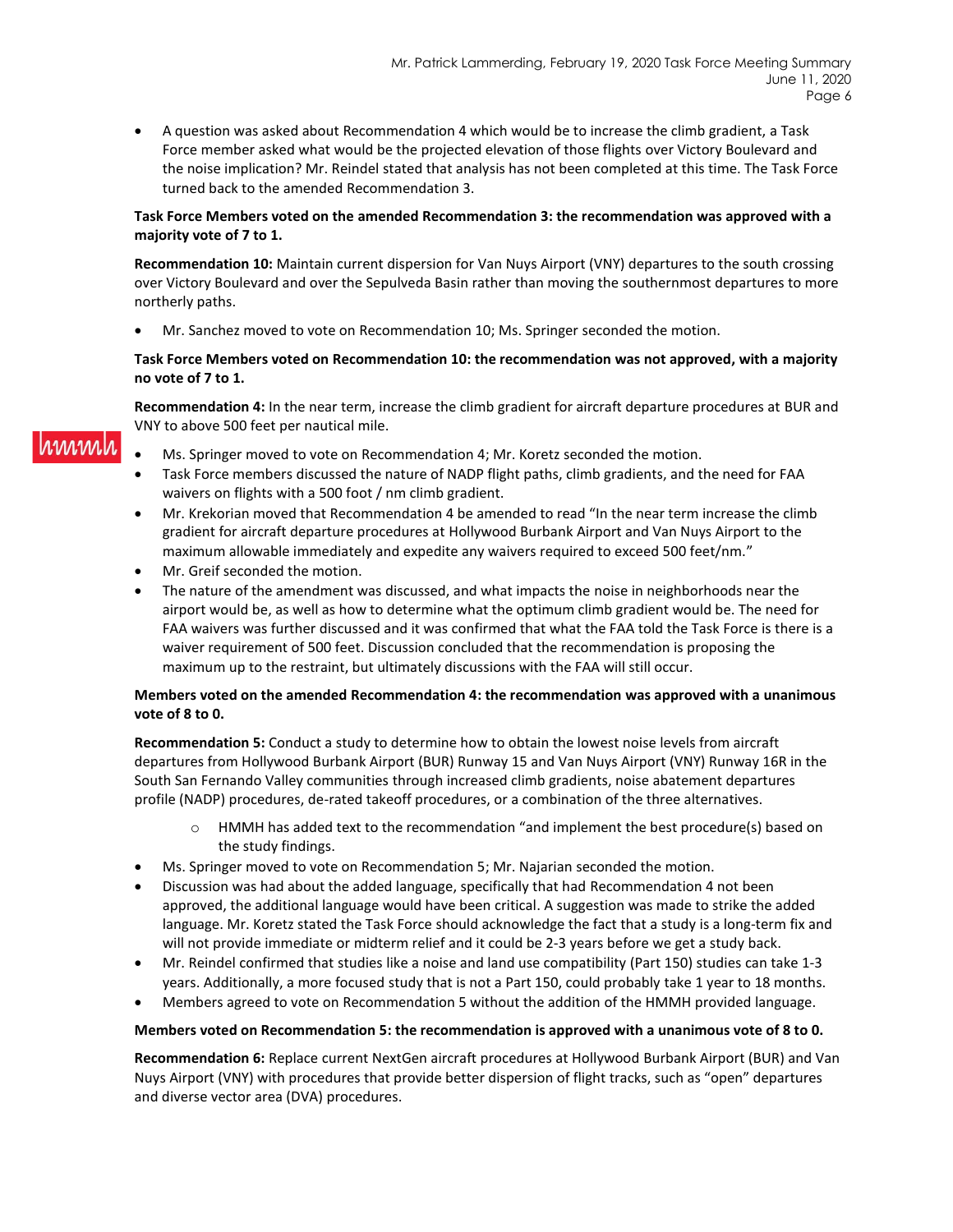- A question was asked about Recommendation 4 which would be to increase the climb gradient, a Task Force member asked what would be the projected elevation of those flights over Victory Boulevard and the noise implication? Mr. Reindel stated that analysis has not been completed at this time. The Task Force turned back to the amended Recommendation 3.

**Task Force Members voted on the amended Recommendation 3: the recommendation was approved with a majority vote of 7 to 1.**

**Recommendation 10:** Maintain current dispersion for Van Nuys Airport (VNY) departures to the south crossing over Victory Boulevard and over the Sepulveda Basin rather than moving the southernmost departures to more northerly paths.

- Mr. Sanchez moved to vote on Recommendation 10; Ms. Springer seconded the motion.

**Task Force Members voted on Recommendation 10: the recommendation was not approved, with a majority no vote of 7 to 1.**

**Recommendation 4:** In the near term, increase the climb gradient for aircraft departure procedures at BUR and VNY to above 500 feet per nautical mile.

- Ms. Springer moved to vote on Recommendation 4; Mr. Koretz seconded the motion.
- Task Force members discussed the nature of NADP flight paths, climb gradients, and the need for FAA waivers on flights with a 500 foot / nm climb gradient.
- Mr. Krekorian moved that Recommendation 4 be amended to read "In the near term increase the climb gradient for aircraft departure procedures at Hollywood Burbank Airport and Van Nuys Airport to the maximum allowable immediately and expedite any waivers required to exceed 500 feet/nm."
- Mr. Greif seconded the motion.
- The nature of the amendment was discussed, and what impacts the noise in neighborhoods near the airport would be, as well as how to determine what the optimum climb gradient would be. The need for FAA waivers was further discussed and it was confirmed that what the FAA told the Task Force is there is a waiver requirement of 500 feet. Discussion concluded that the recommendation is proposing the maximum up to the restraint, but ultimately discussions with the FAA will still occur.

**Members voted on the amended Recommendation 4: the recommendation was approved with a unanimous vote of 8 to 0.**

**Recommendation 5:** Conduct a study to determine how to obtain the lowest noise levels from aircraft departures from Hollywood Burbank Airport (BUR) Runway 15 and Van Nuys Airport (VNY) Runway 16R in the South San Fernando Valley communities through increased climb gradients, noise abatement departures profile (NADP) procedures, de-rated takeoff procedures, or a combination of the three alternatives.

  - HMMH has added text to the recommendation "and implement the best procedure(s) based on the study findings.

- Ms. Springer moved to vote on Recommendation 5; Mr. Najarian seconded the motion.
- Discussion was had about the added language, specifically that had Recommendation 4 not been approved, the additional language would have been critical. A suggestion was made to strike the added language. Mr. Koretz stated the Task Force should acknowledge the fact that a study is a long-term fix and will not provide immediate or midterm relief and it could be 2-3 years before we get a study back.
- Mr. Reindel confirmed that studies like a noise and land use compatibility (Part 150) studies can take 1-3 years. Additionally, a more focused study that is not a Part 150, could probably take 1 year to 18 months.
- Members agreed to vote on Recommendation 5 without the addition of the HMMH provided language.

**Members voted on Recommendation 5: the recommendation is approved with a unanimous vote of 8 to 0.**

**Recommendation 6:** Replace current NextGen aircraft procedures at Hollywood Burbank Airport (BUR) and Van Nuys Airport (VNY) with procedures that provide better dispersion of flight tracks, such as "open" departures and diverse vector area (DVA) procedures.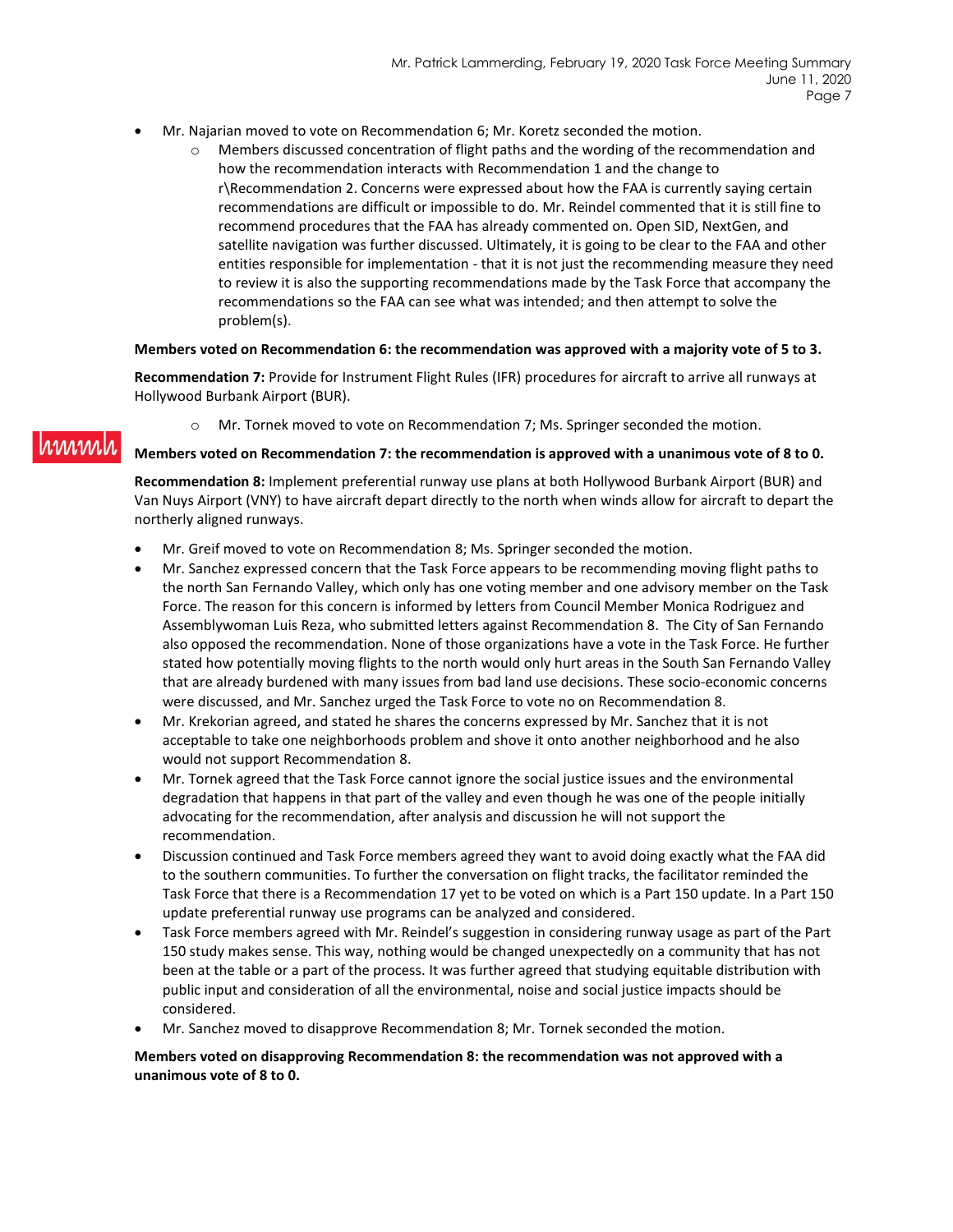- Mr. Najarian moved to vote on Recommendation 6; Mr. Koretz seconded the motion.
    - Members discussed concentration of flight paths and the wording of the recommendation and how the recommendation interacts with Recommendation 1 and the change to r\Recommendation 2. Concerns were expressed about how the FAA is currently saying certain recommendations are difficult or impossible to do. Mr. Reindel commented that it is still fine to recommend procedures that the FAA has already commented on. Open SID, NextGen, and satellite navigation was further discussed. Ultimately, it is going to be clear to the FAA and other entities responsible for implementation - that it is not just the recommending measure they need to review it is also the supporting recommendations made by the Task Force that accompany the recommendations so the FAA can see what was intended; and then attempt to solve the problem(s).

**Members voted on Recommendation 6: the recommendation was approved with a majority vote of 5 to 3.**

**Recommendation 7:** Provide for Instrument Flight Rules (IFR) procedures for aircraft to arrive all runways at Hollywood Burbank Airport (BUR).

- Mr. Tornek moved to vote on Recommendation 7; Ms. Springer seconded the motion.

**Members voted on Recommendation 7: the recommendation is approved with a unanimous vote of 8 to 0.**

**Recommendation 8:** Implement preferential runway use plans at both Hollywood Burbank Airport (BUR) and Van Nuys Airport (VNY) to have aircraft depart directly to the north when winds allow for aircraft to depart the northerly aligned runways.

- Mr. Greif moved to vote on Recommendation 8; Ms. Springer seconded the motion.
- Mr. Sanchez expressed concern that the Task Force appears to be recommending moving flight paths to the north San Fernando Valley, which only has one voting member and one advisory member on the Task Force. The reason for this concern is informed by letters from Council Member Monica Rodriguez and Assemblywoman Luis Reza, who submitted letters against Recommendation 8. The City of San Fernando also opposed the recommendation. None of those organizations have a vote in the Task Force. He further stated how potentially moving flights to the north would only hurt areas in the South San Fernando Valley that are already burdened with many issues from bad land use decisions. These socio-economic concerns were discussed, and Mr. Sanchez urged the Task Force to vote no on Recommendation 8.
- Mr. Krekorian agreed, and stated he shares the concerns expressed by Mr. Sanchez that it is not acceptable to take one neighborhoods problem and shove it onto another neighborhood and he also would not support Recommendation 8.
- Mr. Tornek agreed that the Task Force cannot ignore the social justice issues and the environmental degradation that happens in that part of the valley and even though he was one of the people initially advocating for the recommendation, after analysis and discussion he will not support the recommendation.
- Discussion continued and Task Force members agreed they want to avoid doing exactly what the FAA did to the southern communities. To further the conversation on flight tracks, the facilitator reminded the Task Force that there is a Recommendation 17 yet to be voted on which is a Part 150 update. In a Part 150 update preferential runway use programs can be analyzed and considered.
- Task Force members agreed with Mr. Reindel's suggestion in considering runway usage as part of the Part 150 study makes sense. This way, nothing would be changed unexpectedly on a community that has not been at the table or a part of the process. It was further agreed that studying equitable distribution with public input and consideration of all the environmental, noise and social justice impacts should be considered.
- Mr. Sanchez moved to disapprove Recommendation 8; Mr. Tornek seconded the motion.

**Members voted on disapproving Recommendation 8: the recommendation was not approved with a unanimous vote of 8 to 0.**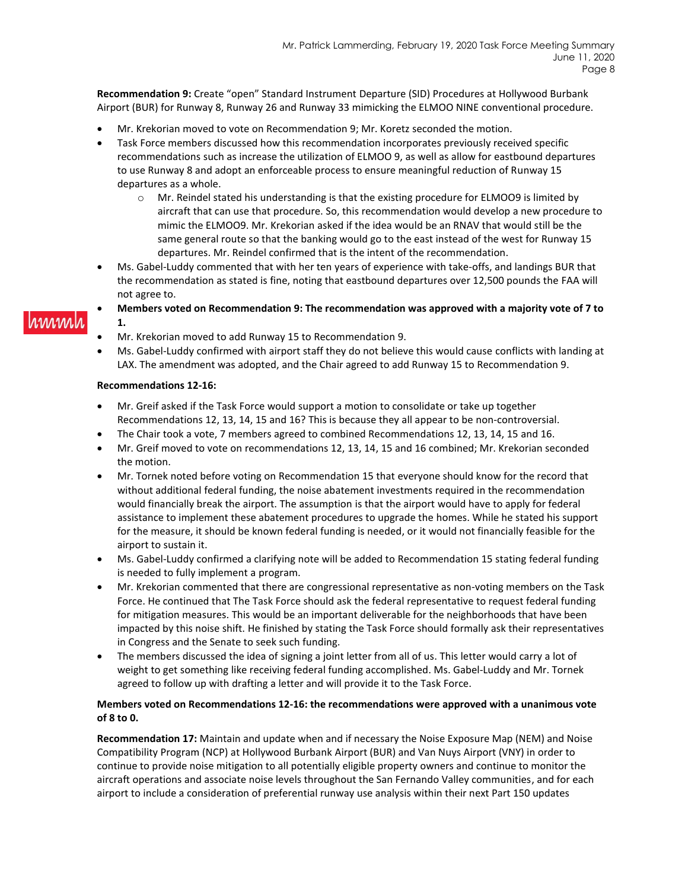**Recommendation 9:** Create "open" Standard Instrument Departure (SID) Procedures at Hollywood Burbank Airport (BUR) for Runway 8, Runway 26 and Runway 33 mimicking the ELMOO NINE conventional procedure.

- Mr. Krekorian moved to vote on Recommendation 9; Mr. Koretz seconded the motion.
- Task Force members discussed how this recommendation incorporates previously received specific recommendations such as increase the utilization of ELMOO 9, as well as allow for eastbound departures to use Runway 8 and adopt an enforceable process to ensure meaningful reduction of Runway 15 departures as a whole.
  - Mr. Reindel stated his understanding is that the existing procedure for ELMOO9 is limited by aircraft that can use that procedure. So, this recommendation would develop a new procedure to mimic the ELMOO9. Mr. Krekorian asked if the idea would be an RNAV that would still be the same general route so that the banking would go to the east instead of the west for Runway 15 departures. Mr. Reindel confirmed that is the intent of the recommendation.
- Ms. Gabel-Luddy commented that with her ten years of experience with take-offs, and landings BUR that the recommendation as stated is fine, noting that eastbound departures over 12,500 pounds the FAA will not agree to.
- **Members voted on Recommendation 9: The recommendation was approved with a majority vote of 7 to 1.**
- Mr. Krekorian moved to add Runway 15 to Recommendation 9.
- Ms. Gabel-Luddy confirmed with airport staff they do not believe this would cause conflicts with landing at LAX. The amendment was adopted, and the Chair agreed to add Runway 15 to Recommendation 9.

**Recommendations 12-16:**

- Mr. Greif asked if the Task Force would support a motion to consolidate or take up together Recommendations 12, 13, 14, 15 and 16? This is because they all appear to be non-controversial.
- The Chair took a vote, 7 members agreed to combined Recommendations 12, 13, 14, 15 and 16.
- Mr. Greif moved to vote on recommendations 12, 13, 14, 15 and 16 combined; Mr. Krekorian seconded the motion.
- Mr. Tornek noted before voting on Recommendation 15 that everyone should know for the record that without additional federal funding, the noise abatement investments required in the recommendation would financially break the airport. The assumption is that the airport would have to apply for federal assistance to implement these abatement procedures to upgrade the homes. While he stated his support for the measure, it should be known federal funding is needed, or it would not financially feasible for the airport to sustain it.
- Ms. Gabel-Luddy confirmed a clarifying note will be added to Recommendation 15 stating federal funding is needed to fully implement a program.
- Mr. Krekorian commented that there are congressional representative as non-voting members on the Task Force. He continued that The Task Force should ask the federal representative to request federal funding for mitigation measures. This would be an important deliverable for the neighborhoods that have been impacted by this noise shift. He finished by stating the Task Force should formally ask their representatives in Congress and the Senate to seek such funding.
- The members discussed the idea of signing a joint letter from all of us. This letter would carry a lot of weight to get something like receiving federal funding accomplished. Ms. Gabel-Luddy and Mr. Tornek agreed to follow up with drafting a letter and will provide it to the Task Force.

**Members voted on Recommendations 12-16: the recommendations were approved with a unanimous vote of 8 to 0.**

**Recommendation 17:** Maintain and update when and if necessary the Noise Exposure Map (NEM) and Noise Compatibility Program (NCP) at Hollywood Burbank Airport (BUR) and Van Nuys Airport (VNY) in order to continue to provide noise mitigation to all potentially eligible property owners and continue to monitor the aircraft operations and associate noise levels throughout the San Fernando Valley communities, and for each airport to include a consideration of preferential runway use analysis within their next Part 150 updates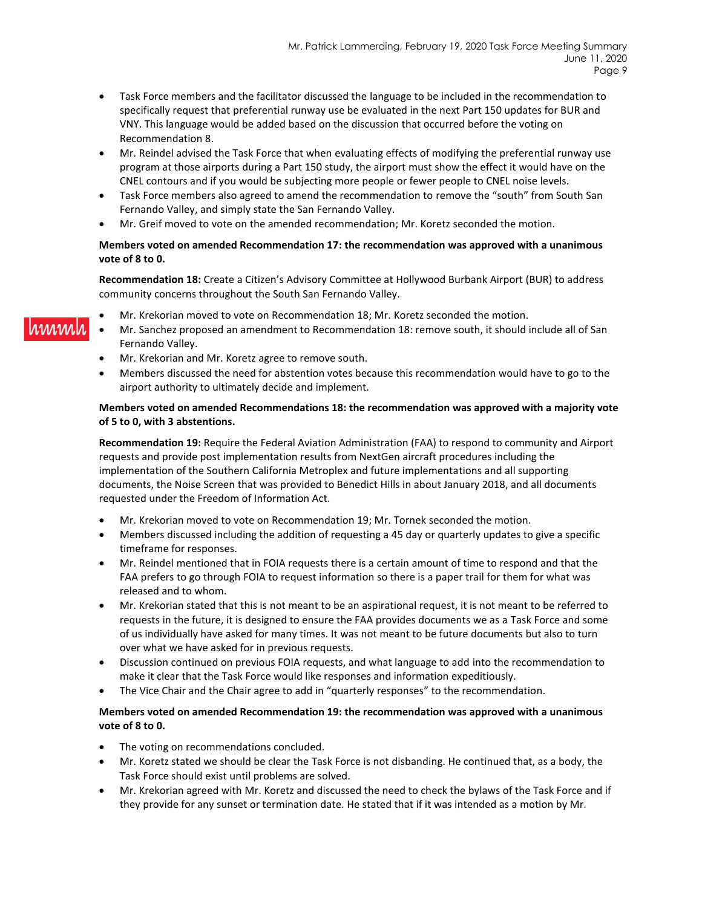- Task Force members and the facilitator discussed the language to be included in the recommendation to specifically request that preferential runway use be evaluated in the next Part 150 updates for BUR and VNY. This language would be added based on the discussion that occurred before the voting on Recommendation 8.
- Mr. Reindel advised the Task Force that when evaluating effects of modifying the preferential runway use program at those airports during a Part 150 study, the airport must show the effect it would have on the CNEL contours and if you would be subjecting more people or fewer people to CNEL noise levels.
- Task Force members also agreed to amend the recommendation to remove the "south" from South San Fernando Valley, and simply state the San Fernando Valley.
- Mr. Greif moved to vote on the amended recommendation; Mr. Koretz seconded the motion.

**Members voted on amended Recommendation 17: the recommendation was approved with a unanimous vote of 8 to 0.**

**Recommendation 18:** Create a Citizen's Advisory Committee at Hollywood Burbank Airport (BUR) to address community concerns throughout the South San Fernando Valley.

- Mr. Krekorian moved to vote on Recommendation 18; Mr. Koretz seconded the motion.
- Mr. Sanchez proposed an amendment to Recommendation 18: remove south, it should include all of San Fernando Valley.
- Mr. Krekorian and Mr. Koretz agree to remove south.
- Members discussed the need for abstention votes because this recommendation would have to go to the airport authority to ultimately decide and implement.

**Members voted on amended Recommendations 18: the recommendation was approved with a majority vote of 5 to 0, with 3 abstentions.**

**Recommendation 19:** Require the Federal Aviation Administration (FAA) to respond to community and Airport requests and provide post implementation results from NextGen aircraft procedures including the implementation of the Southern California Metroplex and future implementations and all supporting documents, the Noise Screen that was provided to Benedict Hills in about January 2018, and all documents requested under the Freedom of Information Act.

- Mr. Krekorian moved to vote on Recommendation 19; Mr. Tornek seconded the motion.
- Members discussed including the addition of requesting a 45 day or quarterly updates to give a specific timeframe for responses.
- Mr. Reindel mentioned that in FOIA requests there is a certain amount of time to respond and that the FAA prefers to go through FOIA to request information so there is a paper trail for them for what was released and to whom.
- Mr. Krekorian stated that this is not meant to be an aspirational request, it is not meant to be referred to requests in the future, it is designed to ensure the FAA provides documents we as a Task Force and some of us individually have asked for many times. It was not meant to be future documents but also to turn over what we have asked for in previous requests.
- Discussion continued on previous FOIA requests, and what language to add into the recommendation to make it clear that the Task Force would like responses and information expeditiously.
- The Vice Chair and the Chair agree to add in "quarterly responses" to the recommendation.

**Members voted on amended Recommendation 19: the recommendation was approved with a unanimous vote of 8 to 0.**

- The voting on recommendations concluded.
- Mr. Koretz stated we should be clear the Task Force is not disbanding. He continued that, as a body, the Task Force should exist until problems are solved.
- Mr. Krekorian agreed with Mr. Koretz and discussed the need to check the bylaws of the Task Force and if they provide for any sunset or termination date. He stated that if it was intended as a motion by Mr.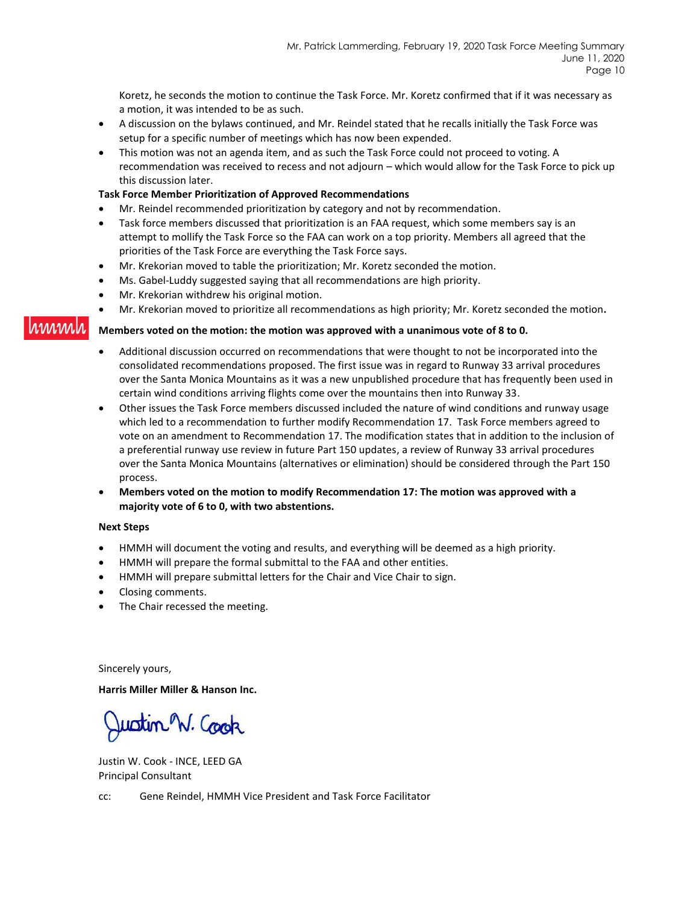Koretz, he seconds the motion to continue the Task Force. Mr. Koretz confirmed that if it was necessary as a motion, it was intended to be as such.

- A discussion on the bylaws continued, and Mr. Reindel stated that he recalls initially the Task Force was setup for a specific number of meetings which has now been expended.
- This motion was not an agenda item, and as such the Task Force could not proceed to voting. A recommendation was received to recess and not adjourn – which would allow for the Task Force to pick up this discussion later.

**Task Force Member Prioritization of Approved Recommendations**

- Mr. Reindel recommended prioritization by category and not by recommendation.
- Task force members discussed that prioritization is an FAA request, which some members say is an attempt to mollify the Task Force so the FAA can work on a top priority. Members all agreed that the priorities of the Task Force are everything the Task Force says.
- Mr. Krekorian moved to table the prioritization; Mr. Koretz seconded the motion.
- Ms. Gabel-Luddy suggested saying that all recommendations are high priority.
- Mr. Krekorian withdrew his original motion.
- Mr. Krekorian moved to prioritize all recommendations as high priority; Mr. Koretz seconded the motion**.**

**Members voted on the motion: the motion was approved with a unanimous vote of 8 to 0.**

- Additional discussion occurred on recommendations that were thought to not be incorporated into the consolidated recommendations proposed. The first issue was in regard to Runway 33 arrival procedures over the Santa Monica Mountains as it was a new unpublished procedure that has frequently been used in certain wind conditions arriving flights come over the mountains then into Runway 33.
- Other issues the Task Force members discussed included the nature of wind conditions and runway usage which led to a recommendation to further modify Recommendation 17. Task Force members agreed to vote on an amendment to Recommendation 17. The modification states that in addition to the inclusion of a preferential runway use review in future Part 150 updates, a review of Runway 33 arrival procedures over the Santa Monica Mountains (alternatives or elimination) should be considered through the Part 150 process.
- **Members voted on the motion to modify Recommendation 17: The motion was approved with a majority vote of 6 to 0, with two abstentions.**

**Next Steps**

- HMMH will document the voting and results, and everything will be deemed as a high priority.
- HMMH will prepare the formal submittal to the FAA and other entities.
- HMMH will prepare submittal letters for the Chair and Vice Chair to sign.
- Closing comments.
- The Chair recessed the meeting.

Sincerely yours,

**Harris Miller Miller & Hanson Inc.**

Justin W. Cook

Justin W. Cook - INCE, LEED GA
Principal Consultant

cc: Gene Reindel, HMMH Vice President and Task Force Facilitator